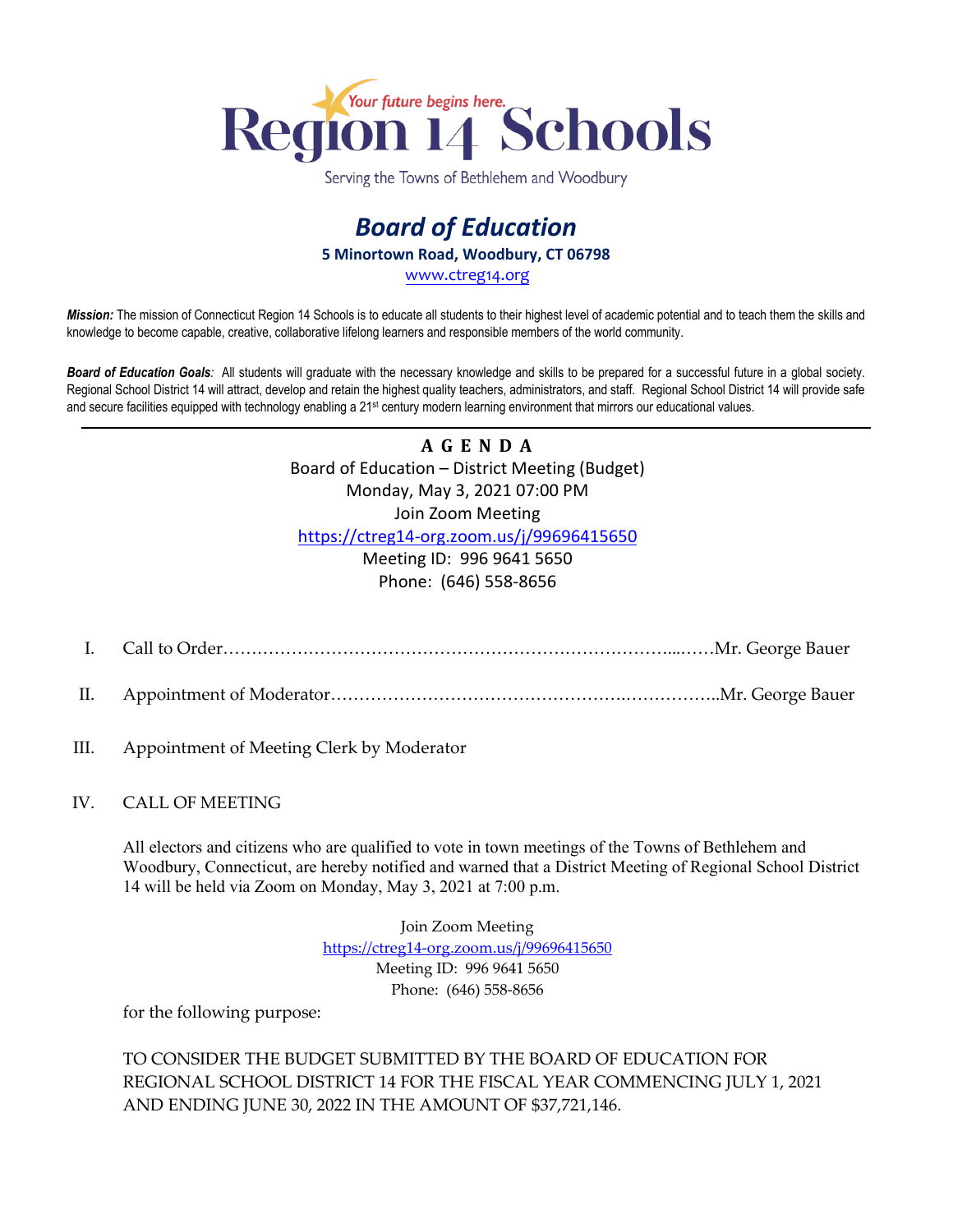Your future begins here.

# Region 14 Schools

Serving the Towns of Bethlehem and Woodbury

## *Board of Education*

**5 Minortown Road, Woodbury, CT 06798**

www.ctreg14.org

***Mission:*** The mission of Connecticut Region 14 Schools is to educate all students to their highest level of academic potential and to teach them the skills and knowledge to become capable, creative, collaborative lifelong learners and responsible members of the world community.

***Board of Education Goals:*** All students will graduate with the necessary knowledge and skills to be prepared for a successful future in a global society. Regional School District 14 will attract, develop and retain the highest quality teachers, administrators, and staff. Regional School District 14 will provide safe and secure facilities equipped with technology enabling a 21st century modern learning environment that mirrors our educational values.

---

**A G E N D A**

Board of Education – District Meeting (Budget)
Monday, May 3, 2021 07:00 PM
Join Zoom Meeting
https://ctreg14-org.zoom.us/j/99696415650
Meeting ID: 996 9641 5650
Phone: (646) 558-8656

I. Call to Order……………………………………………………………………...……Mr. George Bauer

II. Appointment of Moderator…………………………………………….……………..Mr. George Bauer

III. Appointment of Meeting Clerk by Moderator

IV. CALL OF MEETING

All electors and citizens who are qualified to vote in town meetings of the Towns of Bethlehem and Woodbury, Connecticut, are hereby notified and warned that a District Meeting of Regional School District 14 will be held via Zoom on Monday, May 3, 2021 at 7:00 p.m.

Join Zoom Meeting
https://ctreg14-org.zoom.us/j/99696415650
Meeting ID: 996 9641 5650
Phone: (646) 558-8656

for the following purpose:

TO CONSIDER THE BUDGET SUBMITTED BY THE BOARD OF EDUCATION FOR REGIONAL SCHOOL DISTRICT 14 FOR THE FISCAL YEAR COMMENCING JULY 1, 2021 AND ENDING JUNE 30, 2022 IN THE AMOUNT OF $37,721,146.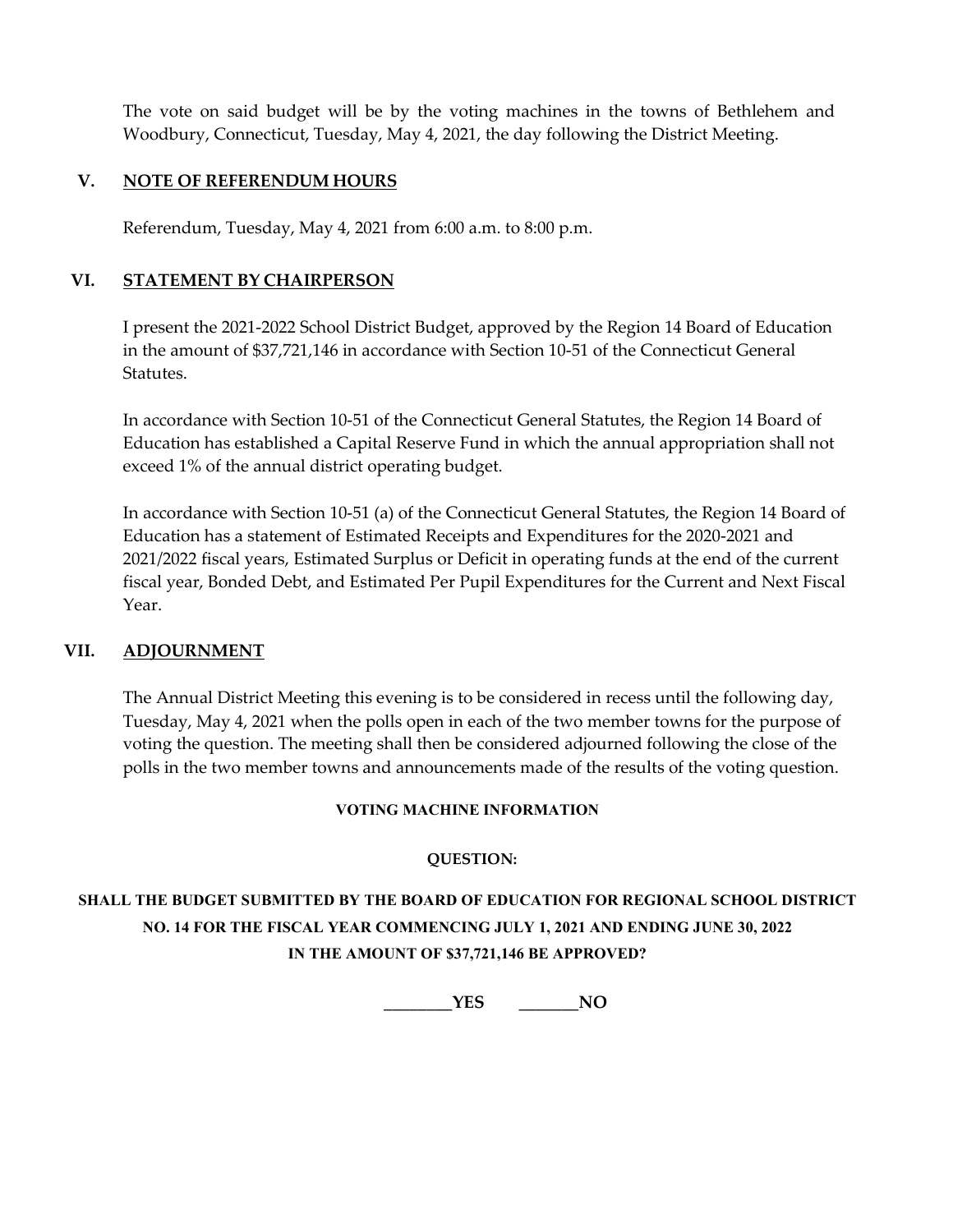The vote on said budget will be by the voting machines in the towns of Bethlehem and Woodbury, Connecticut, Tuesday, May 4, 2021, the day following the District Meeting.

## V. NOTE OF REFERENDUM HOURS

Referendum, Tuesday, May 4, 2021 from 6:00 a.m. to 8:00 p.m.

## VI. STATEMENT BY CHAIRPERSON

I present the 2021-2022 School District Budget, approved by the Region 14 Board of Education in the amount of $37,721,146 in accordance with Section 10-51 of the Connecticut General Statutes.

In accordance with Section 10-51 of the Connecticut General Statutes, the Region 14 Board of Education has established a Capital Reserve Fund in which the annual appropriation shall not exceed 1% of the annual district operating budget.

In accordance with Section 10-51 (a) of the Connecticut General Statutes, the Region 14 Board of Education has a statement of Estimated Receipts and Expenditures for the 2020-2021 and 2021/2022 fiscal years, Estimated Surplus or Deficit in operating funds at the end of the current fiscal year, Bonded Debt, and Estimated Per Pupil Expenditures for the Current and Next Fiscal Year.

## VII. ADJOURNMENT

The Annual District Meeting this evening is to be considered in recess until the following day, Tuesday, May 4, 2021 when the polls open in each of the two member towns for the purpose of voting the question. The meeting shall then be considered adjourned following the close of the polls in the two member towns and announcements made of the results of the voting question.

**VOTING MACHINE INFORMATION**

**QUESTION:**

**SHALL THE BUDGET SUBMITTED BY THE BOARD OF EDUCATION FOR REGIONAL SCHOOL DISTRICT NO. 14 FOR THE FISCAL YEAR COMMENCING JULY 1, 2021 AND ENDING JUNE 30, 2022 IN THE AMOUNT OF $37,721,146 BE APPROVED?**

**________YES _______NO**